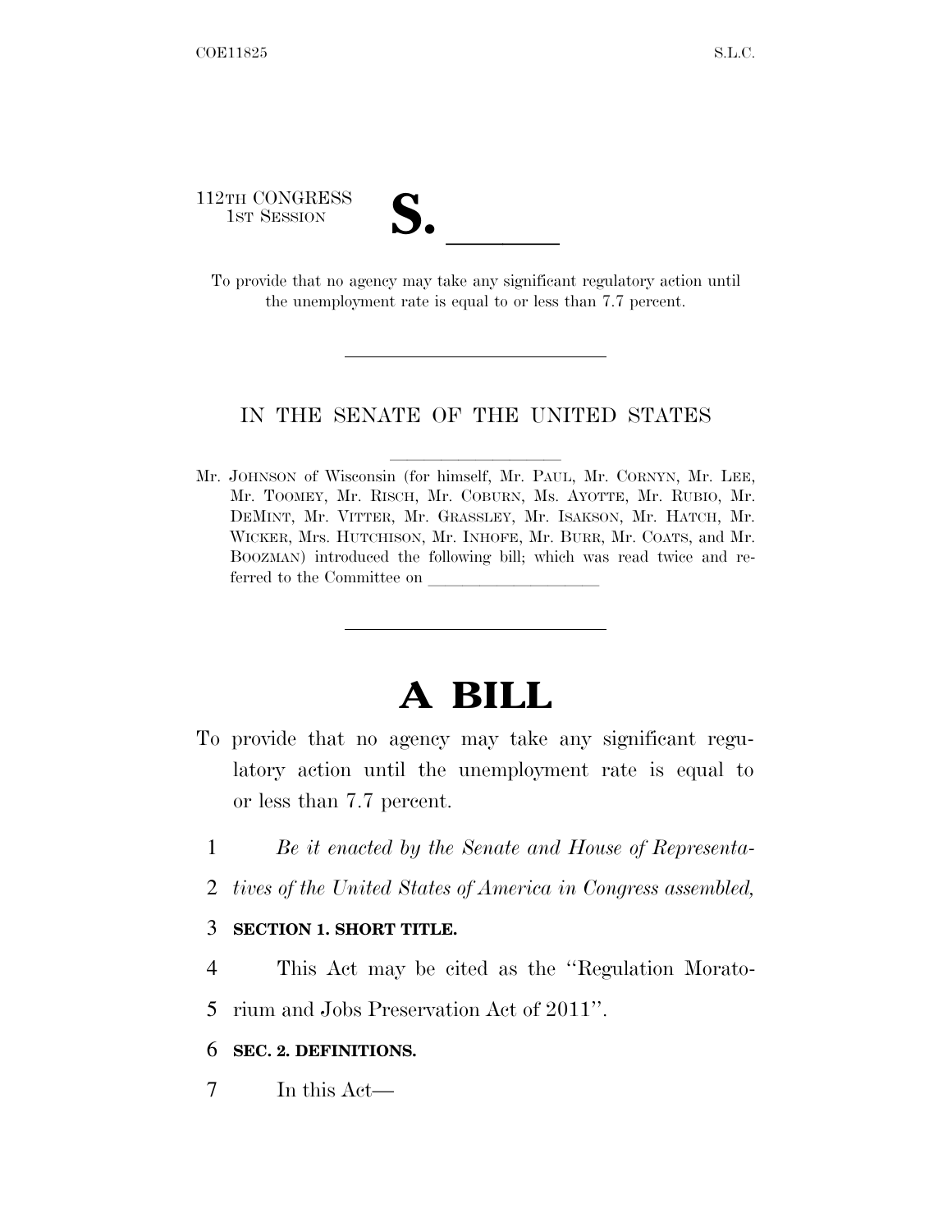112TH CONGRESS
1ST SESSION

# S. \_\_\_\_\_\_

To provide that no agency may take any significant regulatory action until the unemployment rate is equal to or less than 7.7 percent.

---

IN THE SENATE OF THE UNITED STATES

Mr. JOHNSON of Wisconsin (for himself, Mr. PAUL, Mr. CORNYN, Mr. LEE, Mr. TOOMEY, Mr. RISCH, Mr. COBURN, Ms. AYOTTE, Mr. RUBIO, Mr. DEMINT, Mr. VITTER, Mr. GRASSLEY, Mr. ISAKSON, Mr. HATCH, Mr. WICKER, Mrs. HUTCHISON, Mr. INHOFE, Mr. BURR, Mr. COATS, and Mr. BOOZMAN) introduced the following bill; which was read twice and referred to the Committee on \_\_\_\_\_\_\_\_\_\_\_\_\_\_\_\_\_\_\_\_

---

# A BILL

To provide that no agency may take any significant regulatory action until the unemployment rate is equal to or less than 7.7 percent.

1 *Be it enacted by the Senate and House of Representa-*
2 *tives of the United States of America in Congress assembled,*

3 **SECTION 1. SHORT TITLE.**

4 This Act may be cited as the ''Regulation Morato-
5 rium and Jobs Preservation Act of 2011''.

6 **SEC. 2. DEFINITIONS.**

7 In this Act—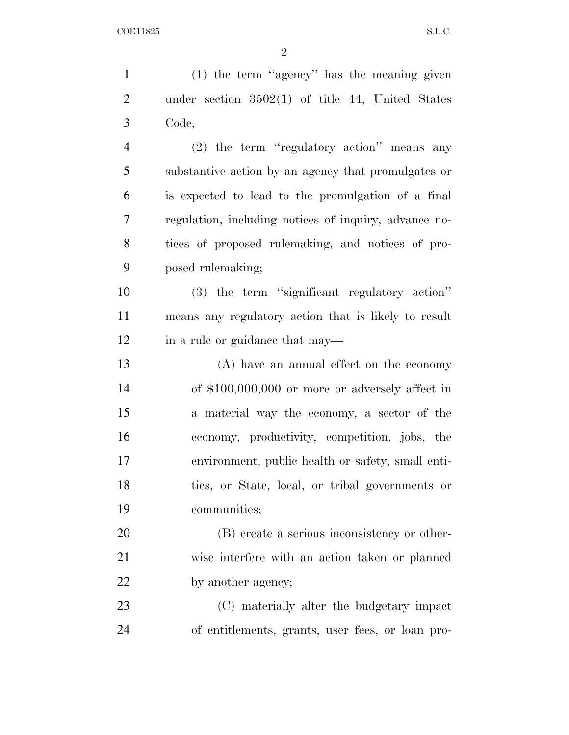(1) the term "agency" has the meaning given under section 3502(1) of title 44, United States Code;

(2) the term "regulatory action" means any substantive action by an agency that promulgates or is expected to lead to the promulgation of a final regulation, including notices of inquiry, advance notices of proposed rulemaking, and notices of proposed rulemaking;

(3) the term "significant regulatory action" means any regulatory action that is likely to result in a rule or guidance that may—

(A) have an annual effect on the economy of $100,000,000 or more or adversely affect in a material way the economy, a sector of the economy, productivity, competition, jobs, the environment, public health or safety, small entities, or State, local, or tribal governments or communities;

(B) create a serious inconsistency or otherwise interfere with an action taken or planned by another agency;

(C) materially alter the budgetary impact of entitlements, grants, user fees, or loan pro-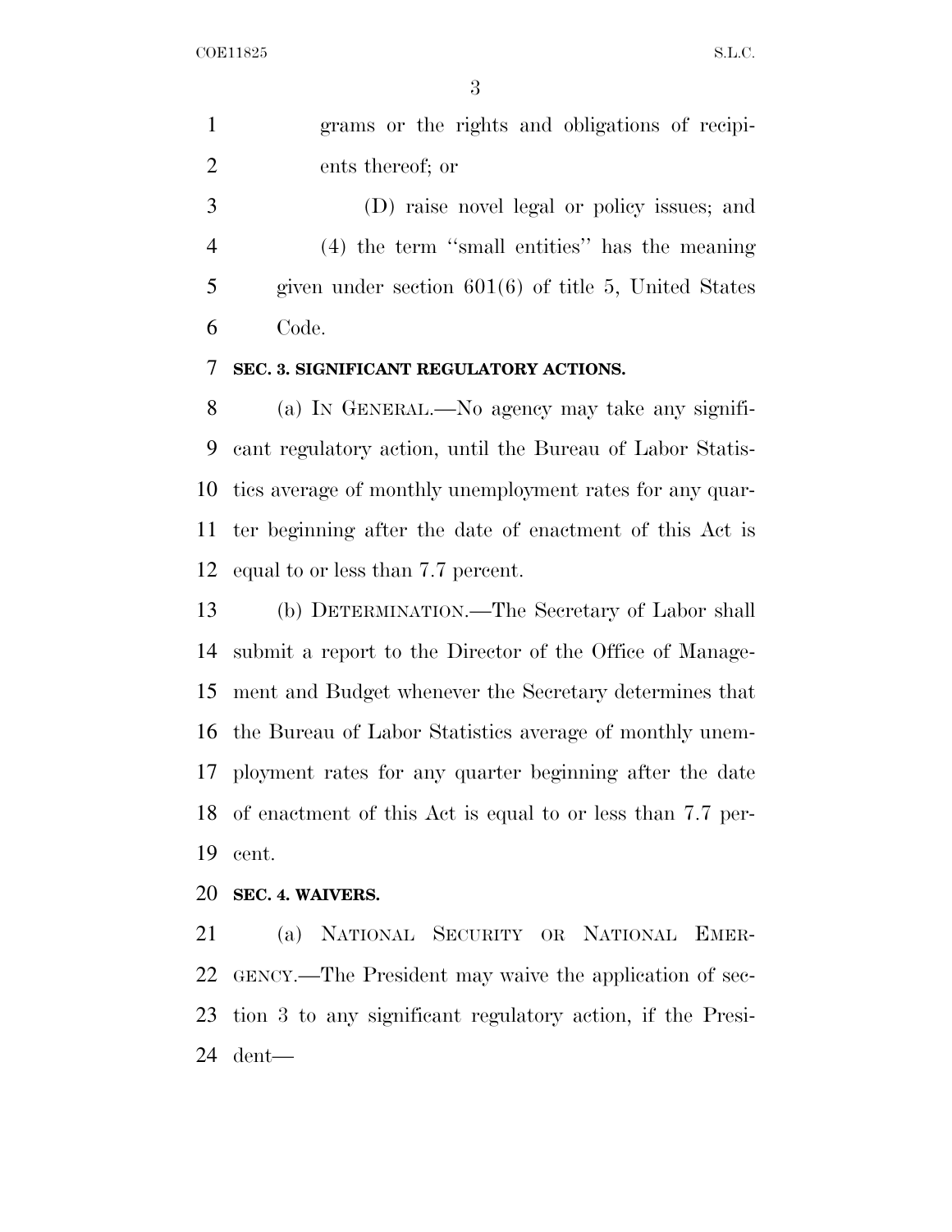grams or the rights and obligations of recipients thereof; or

(D) raise novel legal or policy issues; and

(4) the term ''small entities'' has the meaning given under section 601(6) of title 5, United States Code.

**SEC. 3. SIGNIFICANT REGULATORY ACTIONS.**

(a) IN GENERAL.—No agency may take any significant regulatory action, until the Bureau of Labor Statistics average of monthly unemployment rates for any quarter beginning after the date of enactment of this Act is equal to or less than 7.7 percent.

(b) DETERMINATION.—The Secretary of Labor shall submit a report to the Director of the Office of Management and Budget whenever the Secretary determines that the Bureau of Labor Statistics average of monthly unemployment rates for any quarter beginning after the date of enactment of this Act is equal to or less than 7.7 percent.

**SEC. 4. WAIVERS.**

(a) NATIONAL SECURITY OR NATIONAL EMERGENCY.—The President may waive the application of section 3 to any significant regulatory action, if the President—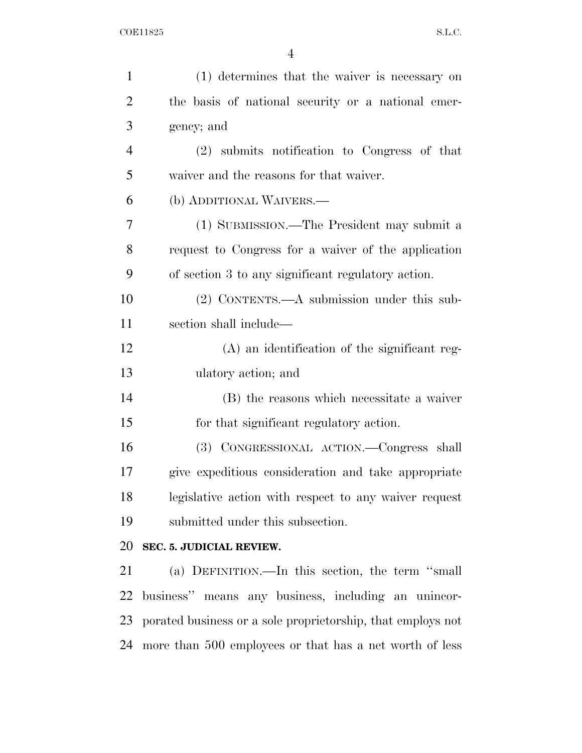(1) determines that the waiver is necessary on the basis of national security or a national emergency; and

(2) submits notification to Congress of that waiver and the reasons for that waiver.

(b) ADDITIONAL WAIVERS.—

(1) SUBMISSION.—The President may submit a request to Congress for a waiver of the application of section 3 to any significant regulatory action.

(2) CONTENTS.—A submission under this subsection shall include—

(A) an identification of the significant regulatory action; and

(B) the reasons which necessitate a waiver for that significant regulatory action.

(3) CONGRESSIONAL ACTION.—Congress shall give expeditious consideration and take appropriate legislative action with respect to any waiver request submitted under this subsection.

**SEC. 5. JUDICIAL REVIEW.**

(a) DEFINITION.—In this section, the term ''small business'' means any business, including an unincorporated business or a sole proprietorship, that employs not more than 500 employees or that has a net worth of less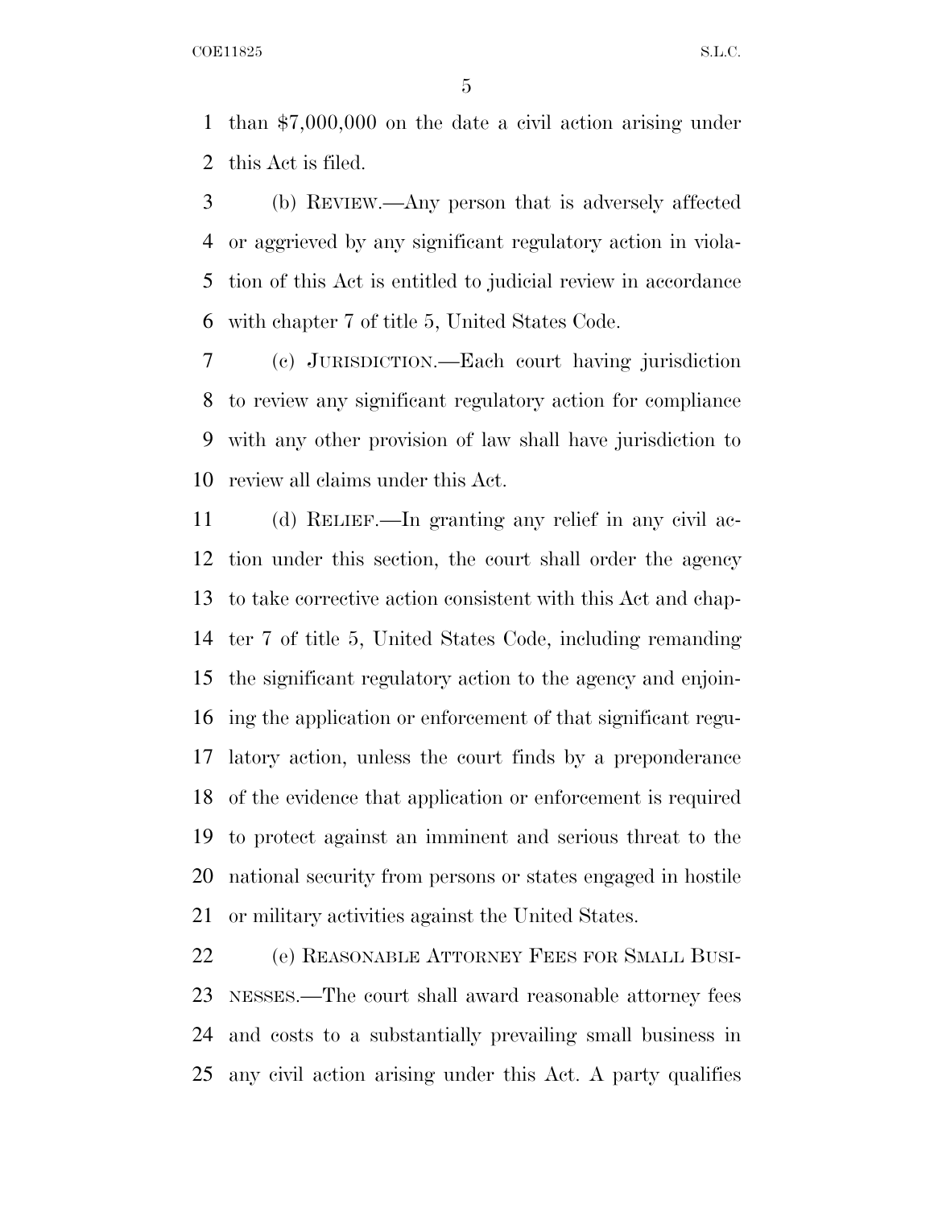than $7,000,000 on the date a civil action arising under this Act is filed.

(b) REVIEW.—Any person that is adversely affected or aggrieved by any significant regulatory action in violation of this Act is entitled to judicial review in accordance with chapter 7 of title 5, United States Code.

(c) JURISDICTION.—Each court having jurisdiction to review any significant regulatory action for compliance with any other provision of law shall have jurisdiction to review all claims under this Act.

(d) RELIEF.—In granting any relief in any civil action under this section, the court shall order the agency to take corrective action consistent with this Act and chapter 7 of title 5, United States Code, including remanding the significant regulatory action to the agency and enjoining the application or enforcement of that significant regulatory action, unless the court finds by a preponderance of the evidence that application or enforcement is required to protect against an imminent and serious threat to the national security from persons or states engaged in hostile or military activities against the United States.

(e) REASONABLE ATTORNEY FEES FOR SMALL BUSINESSES.—The court shall award reasonable attorney fees and costs to a substantially prevailing small business in any civil action arising under this Act. A party qualifies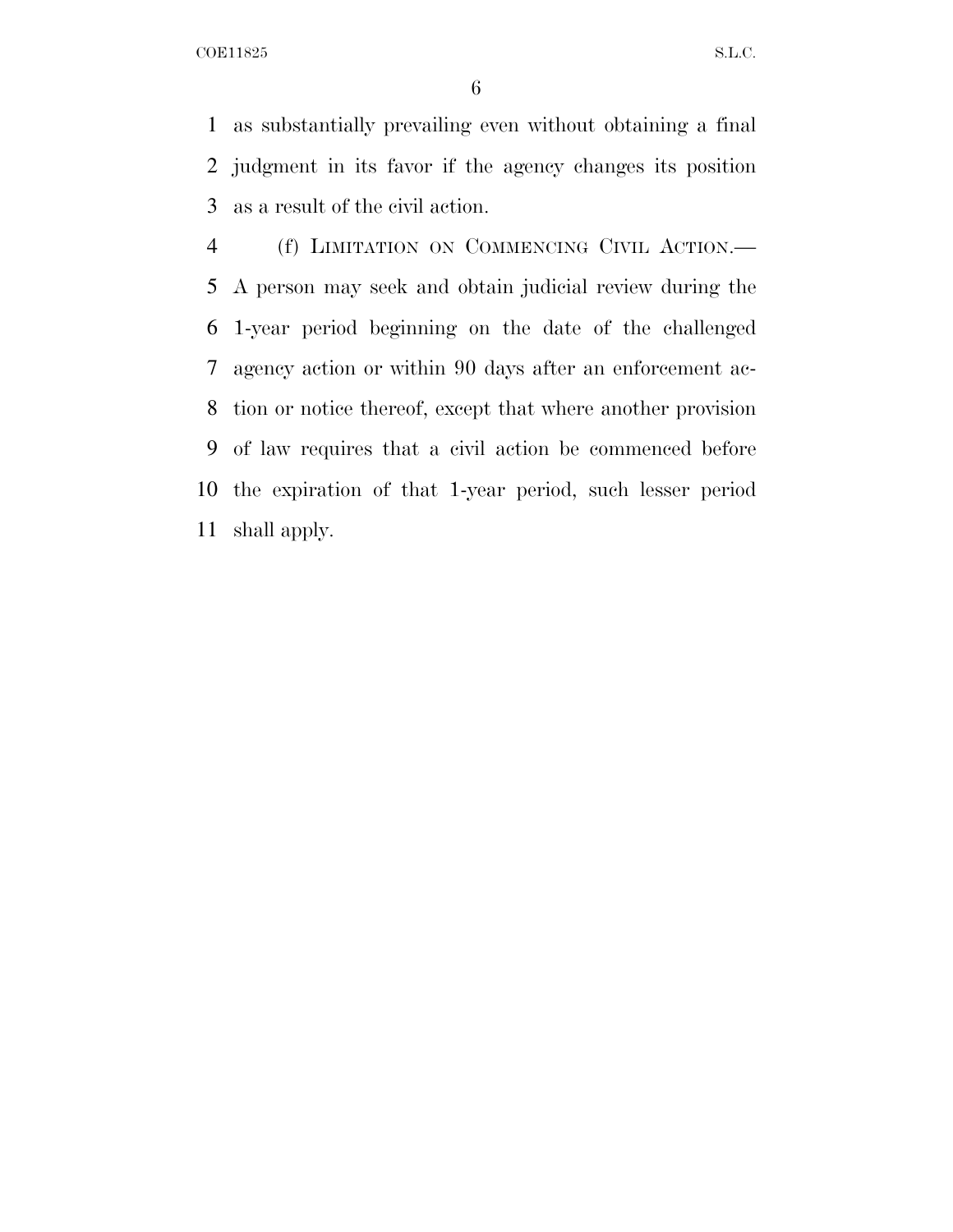as substantially prevailing even without obtaining a final judgment in its favor if the agency changes its position as a result of the civil action.

(f) LIMITATION ON COMMENCING CIVIL ACTION.—A person may seek and obtain judicial review during the 1-year period beginning on the date of the challenged agency action or within 90 days after an enforcement action or notice thereof, except that where another provision of law requires that a civil action be commenced before the expiration of that 1-year period, such lesser period shall apply.